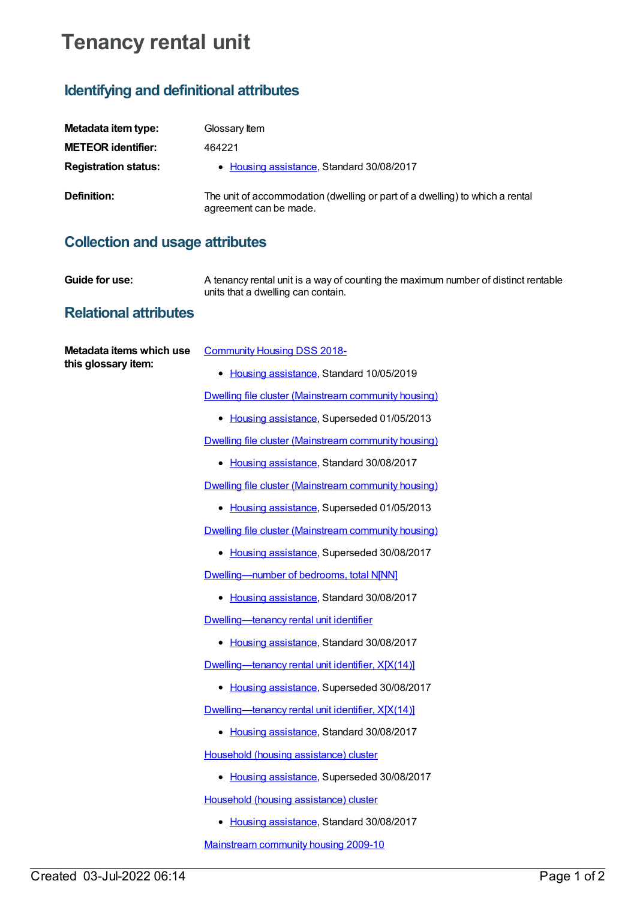# Tenancy rental unit

## Identifying and definitional attributes

**Metadata item type:** Glossary Item

**METEOR identifier:** 464221

**Registration status:**
- Housing assistance, Standard 30/08/2017

**Definition:** The unit of accommodation (dwelling or part of a dwelling) to which a rental agreement can be made.

## Collection and usage attributes

**Guide for use:** A tenancy rental unit is a way of counting the maximum number of distinct rentable units that a dwelling can contain.

## Relational attributes

**Metadata items which use this glossary item:**

Community Housing DSS 2018-
- Housing assistance, Standard 10/05/2019

Dwelling file cluster (Mainstream community housing)
- Housing assistance, Superseded 01/05/2013

Dwelling file cluster (Mainstream community housing)
- Housing assistance, Standard 30/08/2017

Dwelling file cluster (Mainstream community housing)
- Housing assistance, Superseded 01/05/2013

Dwelling file cluster (Mainstream community housing)
- Housing assistance, Superseded 30/08/2017

Dwelling—number of bedrooms, total N[NN]
- Housing assistance, Standard 30/08/2017

Dwelling—tenancy rental unit identifier
- Housing assistance, Standard 30/08/2017

Dwelling—tenancy rental unit identifier, X[X(14)]
- Housing assistance, Superseded 30/08/2017

Dwelling—tenancy rental unit identifier, X[X(14)]
- Housing assistance, Standard 30/08/2017

Household (housing assistance) cluster
- Housing assistance, Superseded 30/08/2017

Household (housing assistance) cluster
- Housing assistance, Standard 30/08/2017

Mainstream community housing 2009-10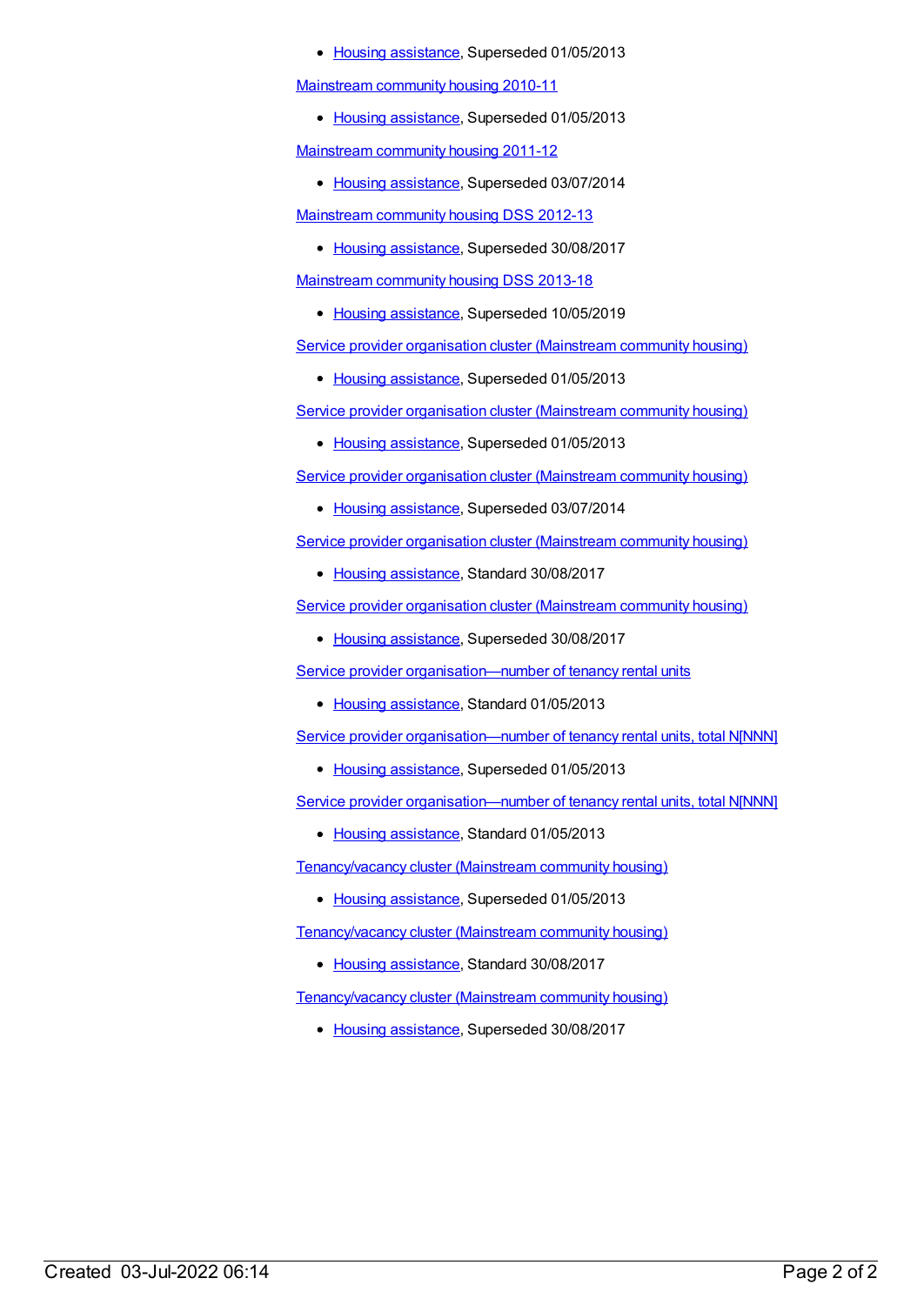- Housing assistance, Superseded 01/05/2013

Mainstream community housing 2010-11

- Housing assistance, Superseded 01/05/2013

Mainstream community housing 2011-12

- Housing assistance, Superseded 03/07/2014

Mainstream community housing DSS 2012-13

- Housing assistance, Superseded 30/08/2017

Mainstream community housing DSS 2013-18

- Housing assistance, Superseded 10/05/2019

Service provider organisation cluster (Mainstream community housing)

- Housing assistance, Superseded 01/05/2013

Service provider organisation cluster (Mainstream community housing)

- Housing assistance, Superseded 01/05/2013

Service provider organisation cluster (Mainstream community housing)

- Housing assistance, Superseded 03/07/2014

Service provider organisation cluster (Mainstream community housing)

- Housing assistance, Standard 30/08/2017

Service provider organisation cluster (Mainstream community housing)

- Housing assistance, Superseded 30/08/2017

Service provider organisation—number of tenancy rental units

- Housing assistance, Standard 01/05/2013

Service provider organisation—number of tenancy rental units, total N[NNN]

- Housing assistance, Superseded 01/05/2013

Service provider organisation—number of tenancy rental units, total N[NNN]

- Housing assistance, Standard 01/05/2013

Tenancy/vacancy cluster (Mainstream community housing)

- Housing assistance, Superseded 01/05/2013

Tenancy/vacancy cluster (Mainstream community housing)

- Housing assistance, Standard 30/08/2017

Tenancy/vacancy cluster (Mainstream community housing)

- Housing assistance, Superseded 30/08/2017